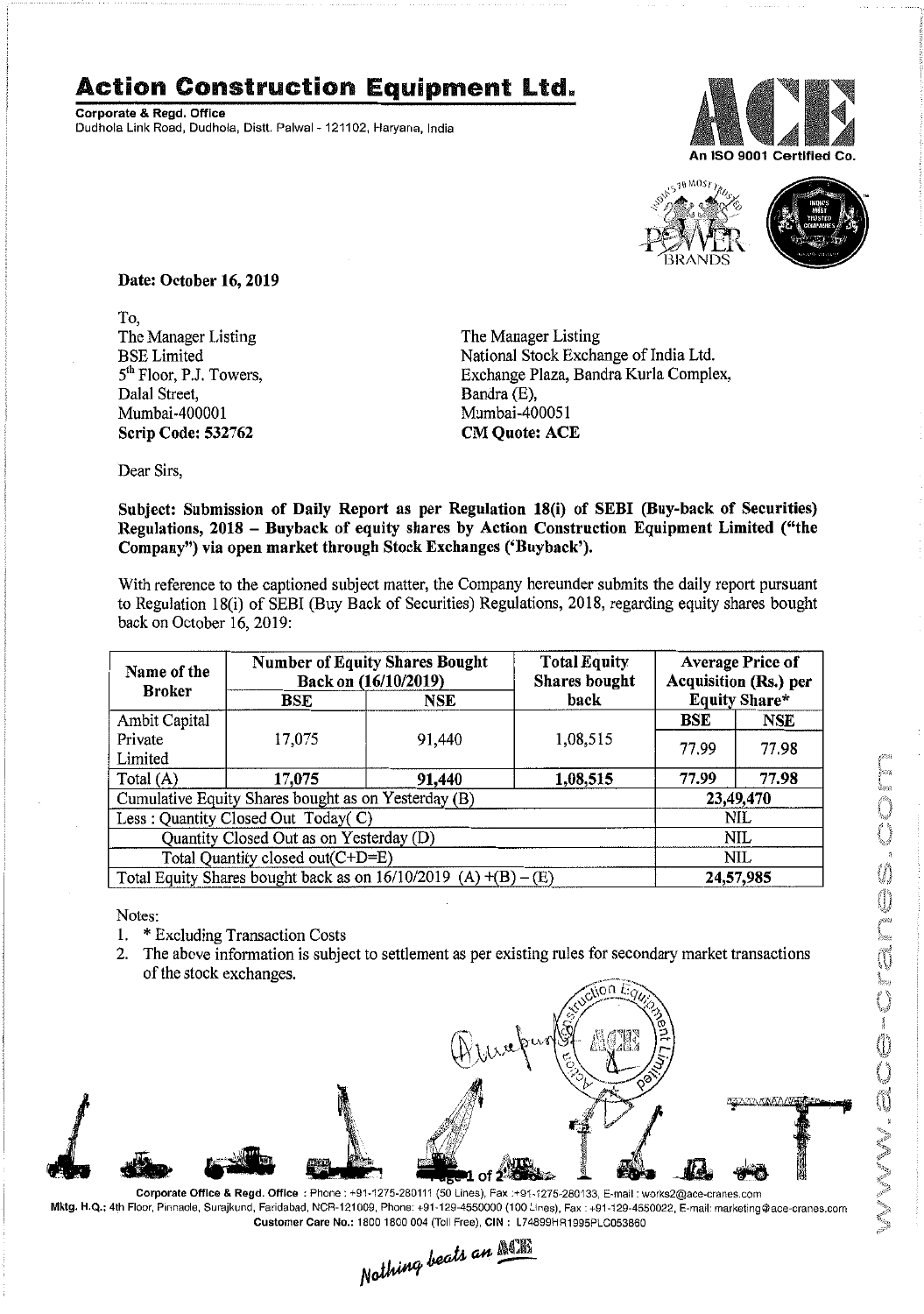# Action Construction Equipment Ltd.

**Corporate & Regd. Office**
Dudhola Link Road, Dudhola, Distt. Palwal - 121102, Haryana, India

An ISO 9001 Certified Co.

**Date: October 16, 2019**

To,
The Manager Listing
BSE Limited
5th Floor, P.J. Towers,
Dalal Street,
Mumbai-400001
**Scrip Code: 532762**

The Manager Listing
National Stock Exchange of India Ltd.
Exchange Plaza, Bandra Kurla Complex,
Bandra (E),
Mumbai-400051
**CM Quote: ACE**

Dear Sirs,

**Subject: Submission of Daily Report as per Regulation 18(i) of SEBI (Buy-back of Securities) Regulations, 2018 – Buyback of equity shares by Action Construction Equipment Limited ("the Company") via open market through Stock Exchanges ('Buyback').**

With reference to the captioned subject matter, the Company hereunder submits the daily report pursuant to Regulation 18(i) of SEBI (Buy Back of Securities) Regulations, 2018, regarding equity shares bought back on October 16, 2019:

| Name of the Broker | Number of Equity Shares Bought Back on (16/10/2019) | | Total Equity Shares bought back | Average Price of Acquisition (Rs.) per Equity Share* | |
|---|---|---|---|---|---|
| | BSE | NSE | | BSE | NSE |
| Ambit Capital Private Limited | 17,075 | 91,440 | 1,08,515 | 77.99 | 77.98 |
| Total (A) | **17,075** | **91,440** | **1,08,515** | **77.99** | **77.98** |
| Cumulative Equity Shares bought as on Yesterday (B) | | | | **23,49,470** | |
| Less : Quantity Closed Out Today( C) | | | | NIL | |
| Quantity Closed Out as on Yesterday (D) | | | | NIL | |
| Total Quantity closed out(C+D=E) | | | | NIL | |
| Total Equity Shares bought back as on 16/10/2019 (A) +(B) – (E) | | | | **24,57,985** | |

Notes:

1. * Excluding Transaction Costs
2. The above information is subject to settlement as per existing rules for secondary market transactions of the stock exchanges.

Corporate Office & Regd. Office : Phone : +91-1275-280111 (50 Lines), Fax :+91-1275-280133, E-mail : works2@ace-cranes.com
Mktg. H.Q.: 4th Floor, Pinnacle, Surajkund, Faridabad, NCR-121009, Phone: +91-129-4550000 (100 Lines), Fax : +91-129-4550022, E-mail: marketing@ace-cranes.com
Customer Care No.: 1800 1800 004 (Toll Free), CIN : L74899HR1995PLC053860

*Nothing beats an ACE*

www.ace-cranes.com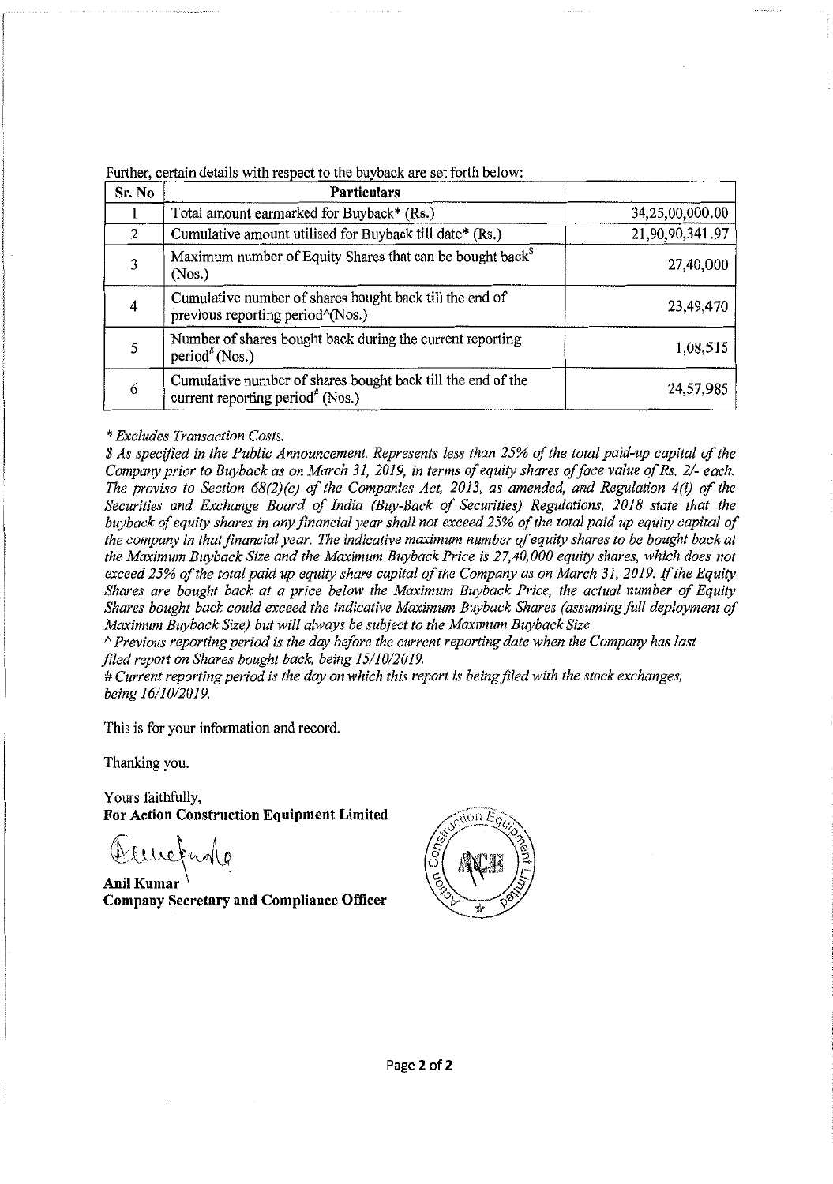Further, certain details with respect to the buyback are set forth below:

| Sr. No | Particulars | |
|---|---|---|
| 1 | Total amount earmarked for Buyback* (Rs.) | 34,25,00,000.00 |
| 2 | Cumulative amount utilised for Buyback till date* (Rs.) | 21,90,90,341.97 |
| 3 | Maximum number of Equity Shares that can be bought back$ (Nos.) | 27,40,000 |
| 4 | Cumulative number of shares bought back till the end of previous reporting period^(Nos.) | 23,49,470 |
| 5 | Number of shares bought back during the current reporting period# (Nos.) | 1,08,515 |
| 6 | Cumulative number of shares bought back till the end of the current reporting period# (Nos.) | 24,57,985 |

*\* Excludes Transaction Costs.*

*$ As specified in the Public Announcement. Represents less than 25% of the total paid-up capital of the Company prior to Buyback as on March 31, 2019, in terms of equity shares of face value of Rs. 2/- each. The proviso to Section 68(2)(c) of the Companies Act, 2013, as amended, and Regulation 4(i) of the Securities and Exchange Board of India (Buy-Back of Securities) Regulations, 2018 state that the buyback of equity shares in any financial year shall not exceed 25% of the total paid up equity capital of the company in that financial year. The indicative maximum number of equity shares to be bought back at the Maximum Buyback Size and the Maximum Buyback Price is 27,40,000 equity shares, which does not exceed 25% of the total paid up equity share capital of the Company as on March 31, 2019. If the Equity Shares are bought back at a price below the Maximum Buyback Price, the actual number of Equity Shares bought back could exceed the indicative Maximum Buyback Shares (assuming full deployment of Maximum Buyback Size) but will always be subject to the Maximum Buyback Size.*

*^ Previous reporting period is the day before the current reporting date when the Company has last filed report on Shares bought back, being 15/10/2019.*

*# Current reporting period is the day on which this report is being filed with the stock exchanges, being 16/10/2019.*

This is for your information and record.

Thanking you.

Yours faithfully,
**For Action Construction Equipment Limited**

**Anil Kumar**
**Company Secretary and Compliance Officer**